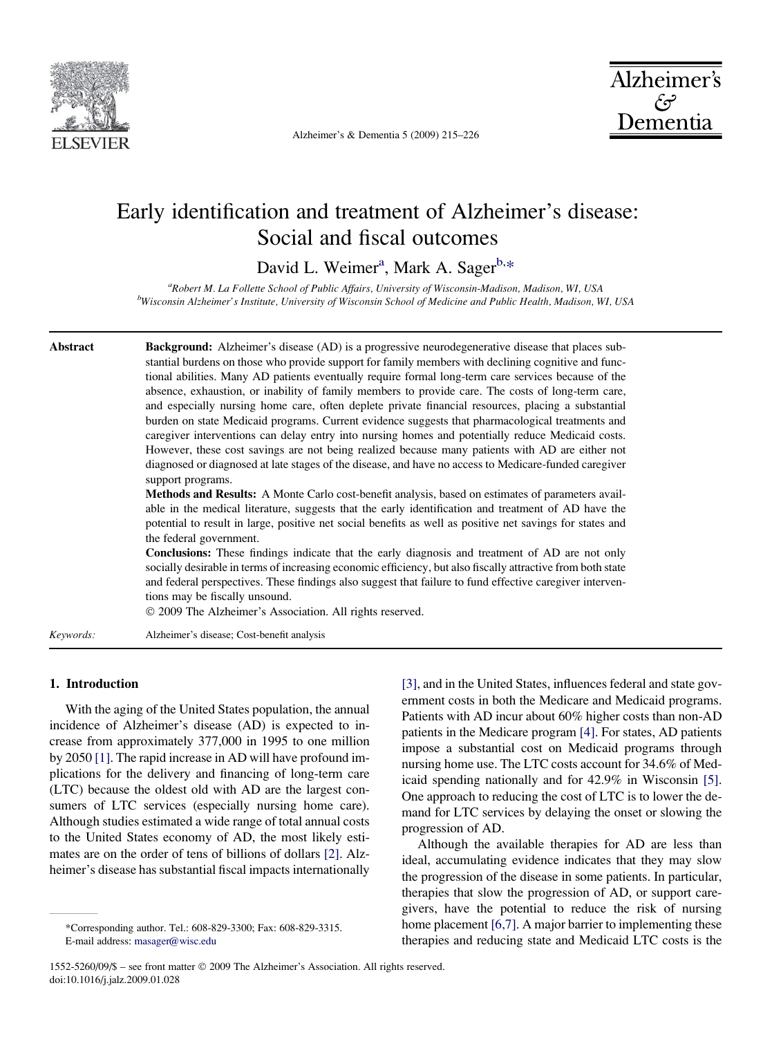# Early identification and treatment of Alzheimer's disease: Social and fiscal outcomes

David L. Weimer[a], Mark A. Sager[b,*]

[a]Robert M. La Follette School of Public Affairs, University of Wisconsin-Madison, Madison, WI, USA
[b]Wisconsin Alzheimer's Institute, University of Wisconsin School of Medicine and Public Health, Madison, WI, USA

**Abstract**

**Background:** Alzheimer's disease (AD) is a progressive neurodegenerative disease that places substantial burdens on those who provide support for family members with declining cognitive and functional abilities. Many AD patients eventually require formal long-term care services because of the absence, exhaustion, or inability of family members to provide care. The costs of long-term care, and especially nursing home care, often deplete private financial resources, placing a substantial burden on state Medicaid programs. Current evidence suggests that pharmacological treatments and caregiver interventions can delay entry into nursing homes and potentially reduce Medicaid costs. However, these cost savings are not being realized because many patients with AD are either not diagnosed or diagnosed at late stages of the disease, and have no access to Medicare-funded caregiver support programs.

**Methods and Results:** A Monte Carlo cost-benefit analysis, based on estimates of parameters available in the medical literature, suggests that the early identification and treatment of AD have the potential to result in large, positive net social benefits as well as positive net savings for states and the federal government.

**Conclusions:** These findings indicate that the early diagnosis and treatment of AD are not only socially desirable in terms of increasing economic efficiency, but also fiscally attractive from both state and federal perspectives. These findings also suggest that failure to fund effective caregiver interventions may be fiscally unsound.

© 2009 The Alzheimer's Association. All rights reserved.

*Keywords:* Alzheimer's disease; Cost-benefit analysis

## 1. Introduction

With the aging of the United States population, the annual incidence of Alzheimer's disease (AD) is expected to increase from approximately 377,000 in 1995 to one million by 2050 [1]. The rapid increase in AD will have profound implications for the delivery and financing of long-term care (LTC) because the oldest old with AD are the largest consumers of LTC services (especially nursing home care). Although studies estimated a wide range of total annual costs to the United States economy of AD, the most likely estimates are on the order of tens of billions of dollars [2]. Alzheimer's disease has substantial fiscal impacts internationally [3], and in the United States, influences federal and state government costs in both the Medicare and Medicaid programs. Patients with AD incur about 60% higher costs than non-AD patients in the Medicare program [4]. For states, AD patients impose a substantial cost on Medicaid programs through nursing home use. The LTC costs account for 34.6% of Medicaid spending nationally and for 42.9% in Wisconsin [5]. One approach to reducing the cost of LTC is to lower the demand for LTC services by delaying the onset or slowing the progression of AD.

Although the available therapies for AD are less than ideal, accumulating evidence indicates that they may slow the progression of the disease in some patients. In particular, therapies that slow the progression of AD, or support caregivers, have the potential to reduce the risk of nursing home placement [6,7]. A major barrier to implementing these therapies and reducing state and Medicaid LTC costs is the

*Corresponding author. Tel.: 608-829-3300; Fax: 608-829-3315.
E-mail address: masager@wisc.edu

1552-5260/09/$ – see front matter © 2009 The Alzheimer's Association. All rights reserved.
doi:10.1016/j.jalz.2009.01.028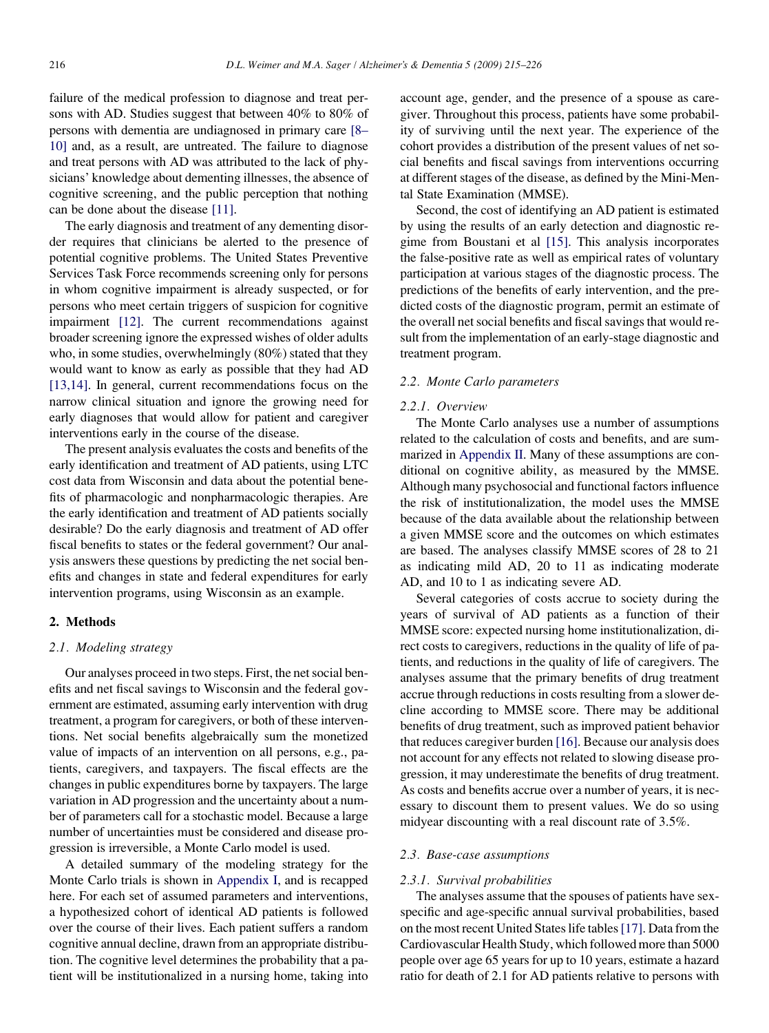failure of the medical profession to diagnose and treat persons with AD. Studies suggest that between 40% to 80% of persons with dementia are undiagnosed in primary care [8–10] and, as a result, are untreated. The failure to diagnose and treat persons with AD was attributed to the lack of physicians' knowledge about dementing illnesses, the absence of cognitive screening, and the public perception that nothing can be done about the disease [11].

The early diagnosis and treatment of any dementing disorder requires that clinicians be alerted to the presence of potential cognitive problems. The United States Preventive Services Task Force recommends screening only for persons in whom cognitive impairment is already suspected, or for persons who meet certain triggers of suspicion for cognitive impairment [12]. The current recommendations against broader screening ignore the expressed wishes of older adults who, in some studies, overwhelmingly (80%) stated that they would want to know as early as possible that they had AD [13,14]. In general, current recommendations focus on the narrow clinical situation and ignore the growing need for early diagnoses that would allow for patient and caregiver interventions early in the course of the disease.

The present analysis evaluates the costs and benefits of the early identification and treatment of AD patients, using LTC cost data from Wisconsin and data about the potential benefits of pharmacologic and nonpharmacologic therapies. Are the early identification and treatment of AD patients socially desirable? Do the early diagnosis and treatment of AD offer fiscal benefits to states or the federal government? Our analysis answers these questions by predicting the net social benefits and changes in state and federal expenditures for early intervention programs, using Wisconsin as an example.

## 2. Methods

### 2.1. Modeling strategy

Our analyses proceed in two steps. First, the net social benefits and net fiscal savings to Wisconsin and the federal government are estimated, assuming early intervention with drug treatment, a program for caregivers, or both of these interventions. Net social benefits algebraically sum the monetized value of impacts of an intervention on all persons, e.g., patients, caregivers, and taxpayers. The fiscal effects are the changes in public expenditures borne by taxpayers. The large variation in AD progression and the uncertainty about a number of parameters call for a stochastic model. Because a large number of uncertainties must be considered and disease progression is irreversible, a Monte Carlo model is used.

A detailed summary of the modeling strategy for the Monte Carlo trials is shown in Appendix I, and is recapped here. For each set of assumed parameters and interventions, a hypothesized cohort of identical AD patients is followed over the course of their lives. Each patient suffers a random cognitive annual decline, drawn from an appropriate distribution. The cognitive level determines the probability that a patient will be institutionalized in a nursing home, taking into account age, gender, and the presence of a spouse as caregiver. Throughout this process, patients have some probability of surviving until the next year. The experience of the cohort provides a distribution of the present values of net social benefits and fiscal savings from interventions occurring at different stages of the disease, as defined by the Mini-Mental State Examination (MMSE).

Second, the cost of identifying an AD patient is estimated by using the results of an early detection and diagnostic regime from Boustani et al [15]. This analysis incorporates the false-positive rate as well as empirical rates of voluntary participation at various stages of the diagnostic process. The predictions of the benefits of early intervention, and the predicted costs of the diagnostic program, permit an estimate of the overall net social benefits and fiscal savings that would result from the implementation of an early-stage diagnostic and treatment program.

### 2.2. Monte Carlo parameters

#### 2.2.1. Overview

The Monte Carlo analyses use a number of assumptions related to the calculation of costs and benefits, and are summarized in Appendix II. Many of these assumptions are conditional on cognitive ability, as measured by the MMSE. Although many psychosocial and functional factors influence the risk of institutionalization, the model uses the MMSE because of the data available about the relationship between a given MMSE score and the outcomes on which estimates are based. The analyses classify MMSE scores of 28 to 21 as indicating mild AD, 20 to 11 as indicating moderate AD, and 10 to 1 as indicating severe AD.

Several categories of costs accrue to society during the years of survival of AD patients as a function of their MMSE score: expected nursing home institutionalization, direct costs to caregivers, reductions in the quality of life of patients, and reductions in the quality of life of caregivers. The analyses assume that the primary benefits of drug treatment accrue through reductions in costs resulting from a slower decline according to MMSE score. There may be additional benefits of drug treatment, such as improved patient behavior that reduces caregiver burden [16]. Because our analysis does not account for any effects not related to slowing disease progression, it may underestimate the benefits of drug treatment. As costs and benefits accrue over a number of years, it is necessary to discount them to present values. We do so using midyear discounting with a real discount rate of 3.5%.

### 2.3. Base-case assumptions

#### 2.3.1. Survival probabilities

The analyses assume that the spouses of patients have sex-specific and age-specific annual survival probabilities, based on the most recent United States life tables [17]. Data from the Cardiovascular Health Study, which followed more than 5000 people over age 65 years for up to 10 years, estimate a hazard ratio for death of 2.1 for AD patients relative to persons with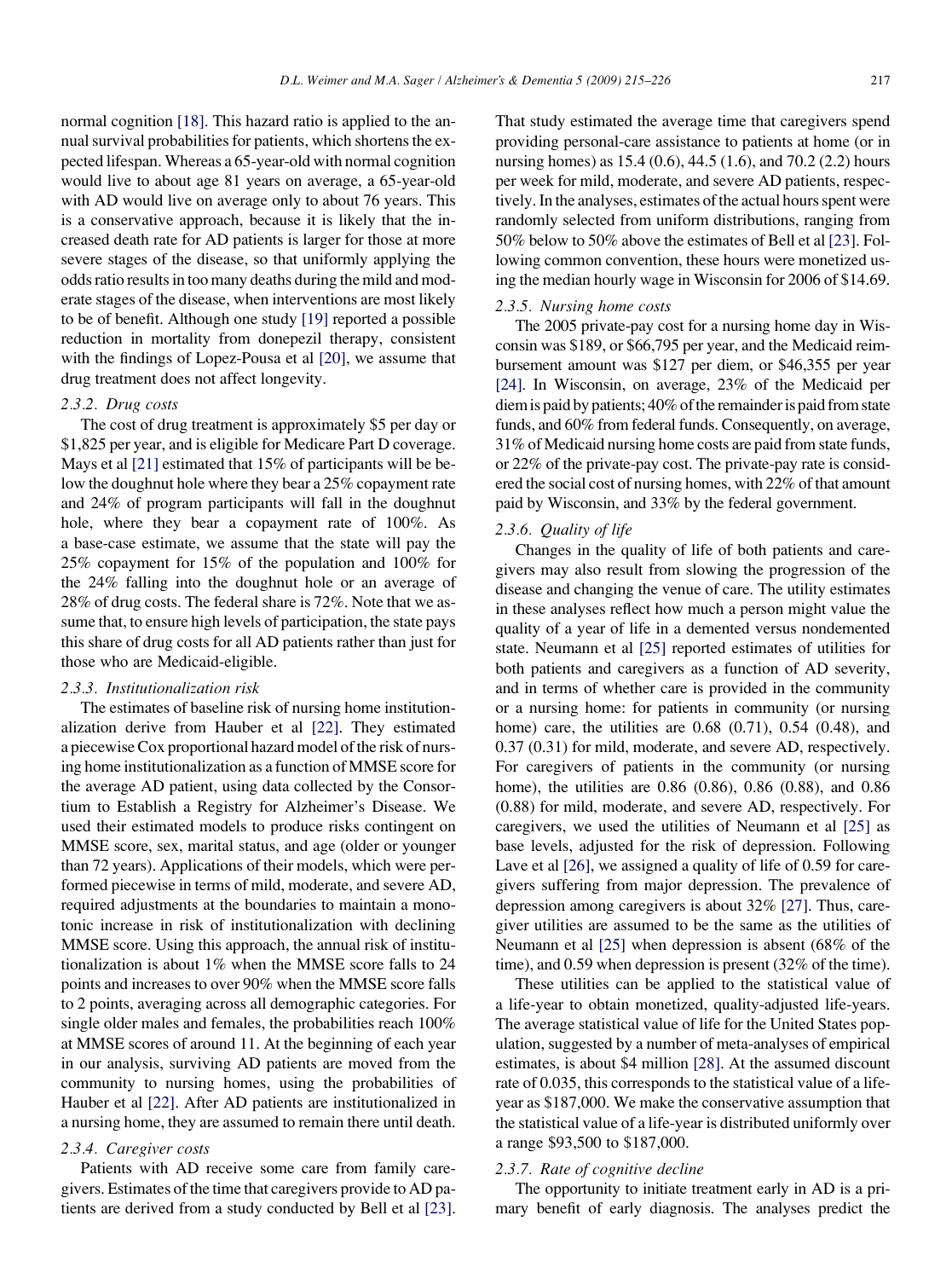normal cognition [18]. This hazard ratio is applied to the annual survival probabilities for patients, which shortens the expected lifespan. Whereas a 65-year-old with normal cognition would live to about age 81 years on average, a 65-year-old with AD would live on average only to about 76 years. This is a conservative approach, because it is likely that the increased death rate for AD patients is larger for those at more severe stages of the disease, so that uniformly applying the odds ratio results in too many deaths during the mild and moderate stages of the disease, when interventions are most likely to be of benefit. Although one study [19] reported a possible reduction in mortality from donepezil therapy, consistent with the findings of Lopez-Pousa et al [20], we assume that drug treatment does not affect longevity.

#### 2.3.2. Drug costs

The cost of drug treatment is approximately $5 per day or $1,825 per year, and is eligible for Medicare Part D coverage. Mays et al [21] estimated that 15% of participants will be below the doughnut hole where they bear a 25% copayment rate and 24% of program participants will fall in the doughnut hole, where they bear a copayment rate of 100%. As a base-case estimate, we assume that the state will pay the 25% copayment for 15% of the population and 100% for the 24% falling into the doughnut hole or an average of 28% of drug costs. The federal share is 72%. Note that we assume that, to ensure high levels of participation, the state pays this share of drug costs for all AD patients rather than just for those who are Medicaid-eligible.

#### 2.3.3. Institutionalization risk

The estimates of baseline risk of nursing home institutionalization derive from Hauber et al [22]. They estimated a piecewise Cox proportional hazard model of the risk of nursing home institutionalization as a function of MMSE score for the average AD patient, using data collected by the Consortium to Establish a Registry for Alzheimer's Disease. We used their estimated models to produce risks contingent on MMSE score, sex, marital status, and age (older or younger than 72 years). Applications of their models, which were performed piecewise in terms of mild, moderate, and severe AD, required adjustments at the boundaries to maintain a monotonic increase in risk of institutionalization with declining MMSE score. Using this approach, the annual risk of institutionalization is about 1% when the MMSE score falls to 24 points and increases to over 90% when the MMSE score falls to 2 points, averaging across all demographic categories. For single older males and females, the probabilities reach 100% at MMSE scores of around 11. At the beginning of each year in our analysis, surviving AD patients are moved from the community to nursing homes, using the probabilities of Hauber et al [22]. After AD patients are institutionalized in a nursing home, they are assumed to remain there until death.

#### 2.3.4. Caregiver costs

Patients with AD receive some care from family caregivers. Estimates of the time that caregivers provide to AD patients are derived from a study conducted by Bell et al [23]. That study estimated the average time that caregivers spend providing personal-care assistance to patients at home (or in nursing homes) as 15.4 (0.6), 44.5 (1.6), and 70.2 (2.2) hours per week for mild, moderate, and severe AD patients, respectively. In the analyses, estimates of the actual hours spent were randomly selected from uniform distributions, ranging from 50% below to 50% above the estimates of Bell et al [23]. Following common convention, these hours were monetized using the median hourly wage in Wisconsin for 2006 of $14.69.

#### 2.3.5. Nursing home costs

The 2005 private-pay cost for a nursing home day in Wisconsin was $189, or $66,795 per year, and the Medicaid reimbursement amount was $127 per diem, or $46,355 per year [24]. In Wisconsin, on average, 23% of the Medicaid per diem is paid by patients; 40% of the remainder is paid from state funds, and 60% from federal funds. Consequently, on average, 31% of Medicaid nursing home costs are paid from state funds, or 22% of the private-pay cost. The private-pay rate is considered the social cost of nursing homes, with 22% of that amount paid by Wisconsin, and 33% by the federal government.

#### 2.3.6. Quality of life

Changes in the quality of life of both patients and caregivers may also result from slowing the progression of the disease and changing the venue of care. The utility estimates in these analyses reflect how much a person might value the quality of a year of life in a demented versus nondemented state. Neumann et al [25] reported estimates of utilities for both patients and caregivers as a function of AD severity, and in terms of whether care is provided in the community or a nursing home: for patients in community (or nursing home) care, the utilities are 0.68 (0.71), 0.54 (0.48), and 0.37 (0.31) for mild, moderate, and severe AD, respectively. For caregivers of patients in the community (or nursing home), the utilities are 0.86 (0.86), 0.86 (0.88), and 0.86 (0.88) for mild, moderate, and severe AD, respectively. For caregivers, we used the utilities of Neumann et al [25] as base levels, adjusted for the risk of depression. Following Lave et al [26], we assigned a quality of life of 0.59 for caregivers suffering from major depression. The prevalence of depression among caregivers is about 32% [27]. Thus, caregiver utilities are assumed to be the same as the utilities of Neumann et al [25] when depression is absent (68% of the time), and 0.59 when depression is present (32% of the time).

These utilities can be applied to the statistical value of a life-year to obtain monetized, quality-adjusted life-years. The average statistical value of life for the United States population, suggested by a number of meta-analyses of empirical estimates, is about $4 million [28]. At the assumed discount rate of 0.035, this corresponds to the statistical value of a life-year as $187,000. We make the conservative assumption that the statistical value of a life-year is distributed uniformly over a range $93,500 to $187,000.

#### 2.3.7. Rate of cognitive decline

The opportunity to initiate treatment early in AD is a primary benefit of early diagnosis. The analyses predict the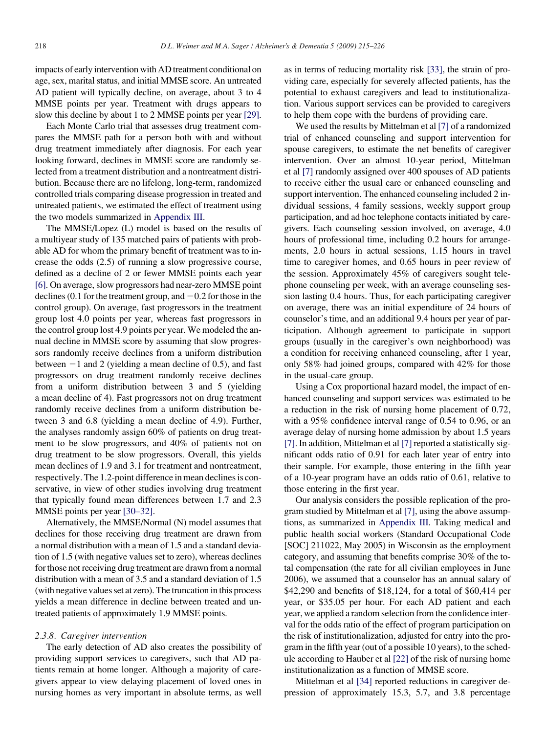impacts of early intervention with AD treatment conditional on age, sex, marital status, and initial MMSE score. An untreated AD patient will typically decline, on average, about 3 to 4 MMSE points per year. Treatment with drugs appears to slow this decline by about 1 to 2 MMSE points per year [29].

Each Monte Carlo trial that assesses drug treatment compares the MMSE path for a person both with and without drug treatment immediately after diagnosis. For each year looking forward, declines in MMSE score are randomly selected from a treatment distribution and a nontreatment distribution. Because there are no lifelong, long-term, randomized controlled trials comparing disease progression in treated and untreated patients, we estimated the effect of treatment using the two models summarized in Appendix III.

The MMSE/Lopez (L) model is based on the results of a multiyear study of 135 matched pairs of patients with probable AD for whom the primary benefit of treatment was to increase the odds (2.5) of running a slow progressive course, defined as a decline of 2 or fewer MMSE points each year [6]. On average, slow progressors had near-zero MMSE point declines (0.1 for the treatment group, and −0.2 for those in the control group). On average, fast progressors in the treatment group lost 4.0 points per year, whereas fast progressors in the control group lost 4.9 points per year. We modeled the annual decline in MMSE score by assuming that slow progressors randomly receive declines from a uniform distribution between −1 and 2 (yielding a mean decline of 0.5), and fast progressors on drug treatment randomly receive declines from a uniform distribution between 3 and 5 (yielding a mean decline of 4). Fast progressors not on drug treatment randomly receive declines from a uniform distribution between 3 and 6.8 (yielding a mean decline of 4.9). Further, the analyses randomly assign 60% of patients on drug treatment to be slow progressors, and 40% of patients not on drug treatment to be slow progressors. Overall, this yields mean declines of 1.9 and 3.1 for treatment and nontreatment, respectively. The 1.2-point difference in mean declines is conservative, in view of other studies involving drug treatment that typically found mean differences between 1.7 and 2.3 MMSE points per year [30–32].

Alternatively, the MMSE/Normal (N) model assumes that declines for those receiving drug treatment are drawn from a normal distribution with a mean of 1.5 and a standard deviation of 1.5 (with negative values set to zero), whereas declines for those not receiving drug treatment are drawn from a normal distribution with a mean of 3.5 and a standard deviation of 1.5 (with negative values set at zero). The truncation in this process yields a mean difference in decline between treated and untreated patients of approximately 1.9 MMSE points.

#### 2.3.8. Caregiver intervention

The early detection of AD also creates the possibility of providing support services to caregivers, such that AD patients remain at home longer. Although a majority of caregivers appear to view delaying placement of loved ones in nursing homes as very important in absolute terms, as well as in terms of reducing mortality risk [33], the strain of providing care, especially for severely affected patients, has the potential to exhaust caregivers and lead to institutionalization. Various support services can be provided to caregivers to help them cope with the burdens of providing care.

We used the results by Mittelman et al [7] of a randomized trial of enhanced counseling and support intervention for spouse caregivers, to estimate the net benefits of caregiver intervention. Over an almost 10-year period, Mittelman et al [7] randomly assigned over 400 spouses of AD patients to receive either the usual care or enhanced counseling and support intervention. The enhanced counseling included 2 individual sessions, 4 family sessions, weekly support group participation, and ad hoc telephone contacts initiated by caregivers. Each counseling session involved, on average, 4.0 hours of professional time, including 0.2 hours for arrangements, 2.0 hours in actual sessions, 1.15 hours in travel time to caregiver homes, and 0.65 hours in peer review of the session. Approximately 45% of caregivers sought telephone counseling per week, with an average counseling session lasting 0.4 hours. Thus, for each participating caregiver on average, there was an initial expenditure of 24 hours of counselor's time, and an additional 9.4 hours per year of participation. Although agreement to participate in support groups (usually in the caregiver's own neighborhood) was a condition for receiving enhanced counseling, after 1 year, only 58% had joined groups, compared with 42% for those in the usual-care group.

Using a Cox proportional hazard model, the impact of enhanced counseling and support services was estimated to be a reduction in the risk of nursing home placement of 0.72, with a 95% confidence interval range of 0.54 to 0.96, or an average delay of nursing home admission by about 1.5 years [7]. In addition, Mittelman et al [7] reported a statistically significant odds ratio of 0.91 for each later year of entry into their sample. For example, those entering in the fifth year of a 10-year program have an odds ratio of 0.61, relative to those entering in the first year.

Our analysis considers the possible replication of the program studied by Mittelman et al [7], using the above assumptions, as summarized in Appendix III. Taking medical and public health social workers (Standard Occupational Code [SOC] 211022, May 2005) in Wisconsin as the employment category, and assuming that benefits comprise 30% of the total compensation (the rate for all civilian employees in June 2006), we assumed that a counselor has an annual salary of $42,290 and benefits of $18,124, for a total of $60,414 per year, or $35.05 per hour. For each AD patient and each year, we applied a random selection from the confidence interval for the odds ratio of the effect of program participation on the risk of institutionalization, adjusted for entry into the program in the fifth year (out of a possible 10 years), to the schedule according to Hauber et al [22] of the risk of nursing home institutionalization as a function of MMSE score.

Mittelman et al [34] reported reductions in caregiver depression of approximately 15.3, 5.7, and 3.8 percentage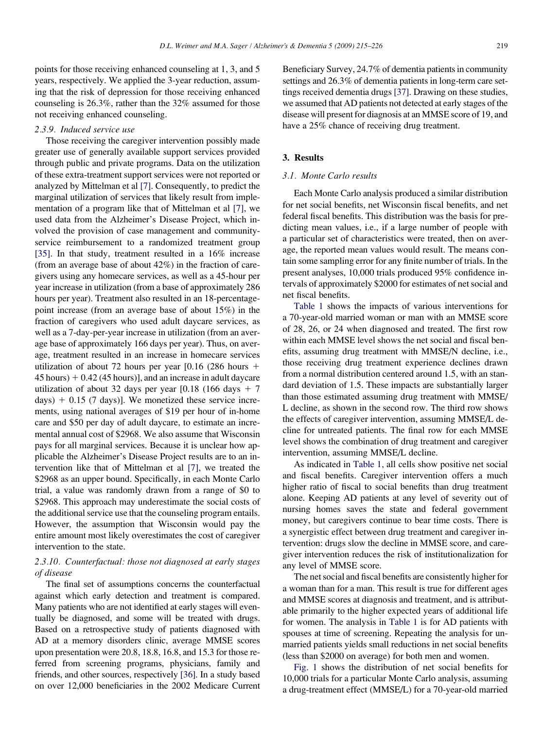points for those receiving enhanced counseling at 1, 3, and 5 years, respectively. We applied the 3-year reduction, assuming that the risk of depression for those receiving enhanced counseling is 26.3%, rather than the 32% assumed for those not receiving enhanced counseling.

#### 2.3.9. Induced service use

Those receiving the caregiver intervention possibly made greater use of generally available support services provided through public and private programs. Data on the utilization of these extra-treatment support services were not reported or analyzed by Mittelman et al [7]. Consequently, to predict the marginal utilization of services that likely result from implementation of a program like that of Mittelman et al [7], we used data from the Alzheimer's Disease Project, which involved the provision of case management and community-service reimbursement to a randomized treatment group [35]. In that study, treatment resulted in a 16% increase (from an average base of about 42%) in the fraction of caregivers using any homecare services, as well as a 45-hour per year increase in utilization (from a base of approximately 286 hours per year). Treatment also resulted in an 18-percentage-point increase (from an average base of about 15%) in the fraction of caregivers who used adult daycare services, as well as a 7-day-per-year increase in utilization (from an average base of approximately 166 days per year). Thus, on average, treatment resulted in an increase in homecare services utilization of about 72 hours per year [0.16 (286 hours + 45 hours) + 0.42 (45 hours)], and an increase in adult daycare utilization of about 32 days per year [0.18 (166 days + 7 days) + 0.15 (7 days)]. We monetized these service increments, using national averages of \$19 per hour of in-home care and \$50 per day of adult daycare, to estimate an incremental annual cost of \$2968. We also assume that Wisconsin pays for all marginal services. Because it is unclear how applicable the Alzheimer's Disease Project results are to an intervention like that of Mittelman et al [7], we treated the \$2968 as an upper bound. Specifically, in each Monte Carlo trial, a value was randomly drawn from a range of \$0 to \$2968. This approach may underestimate the social costs of the additional service use that the counseling program entails. However, the assumption that Wisconsin would pay the entire amount most likely overestimates the cost of caregiver intervention to the state.

#### 2.3.10. Counterfactual: those not diagnosed at early stages of disease

The final set of assumptions concerns the counterfactual against which early detection and treatment is compared. Many patients who are not identified at early stages will eventually be diagnosed, and some will be treated with drugs. Based on a retrospective study of patients diagnosed with AD at a memory disorders clinic, average MMSE scores upon presentation were 20.8, 18.8, 16.8, and 15.3 for those referred from screening programs, physicians, family and friends, and other sources, respectively [36]. In a study based on over 12,000 beneficiaries in the 2002 Medicare Current Beneficiary Survey, 24.7% of dementia patients in community settings and 26.3% of dementia patients in long-term care settings received dementia drugs [37]. Drawing on these studies, we assumed that AD patients not detected at early stages of the disease will present for diagnosis at an MMSE score of 19, and have a 25% chance of receiving drug treatment.

## 3. Results

### 3.1. Monte Carlo results

Each Monte Carlo analysis produced a similar distribution for net social benefits, net Wisconsin fiscal benefits, and net federal fiscal benefits. This distribution was the basis for predicting mean values, i.e., if a large number of people with a particular set of characteristics were treated, then on average, the reported mean values would result. The means contain some sampling error for any finite number of trials. In the present analyses, 10,000 trials produced 95% confidence intervals of approximately \$2000 for estimates of net social and net fiscal benefits.

Table 1 shows the impacts of various interventions for a 70-year-old married woman or man with an MMSE score of 28, 26, or 24 when diagnosed and treated. The first row within each MMSE level shows the net social and fiscal benefits, assuming drug treatment with MMSE/N decline, i.e., those receiving drug treatment experience declines drawn from a normal distribution centered around 1.5, with an standard deviation of 1.5. These impacts are substantially larger than those estimated assuming drug treatment with MMSE/L decline, as shown in the second row. The third row shows the effects of caregiver intervention, assuming MMSE/L decline for untreated patients. The final row for each MMSE level shows the combination of drug treatment and caregiver intervention, assuming MMSE/L decline.

As indicated in Table 1, all cells show positive net social and fiscal benefits. Caregiver intervention offers a much higher ratio of fiscal to social benefits than drug treatment alone. Keeping AD patients at any level of severity out of nursing homes saves the state and federal government money, but caregivers continue to bear time costs. There is a synergistic effect between drug treatment and caregiver intervention: drugs slow the decline in MMSE score, and caregiver intervention reduces the risk of institutionalization for any level of MMSE score.

The net social and fiscal benefits are consistently higher for a woman than for a man. This result is true for different ages and MMSE scores at diagnosis and treatment, and is attributable primarily to the higher expected years of additional life for women. The analysis in Table 1 is for AD patients with spouses at time of screening. Repeating the analysis for unmarried patients yields small reductions in net social benefits (less than \$2000 on average) for both men and women.

Fig. 1 shows the distribution of net social benefits for 10,000 trials for a particular Monte Carlo analysis, assuming a drug-treatment effect (MMSE/L) for a 70-year-old married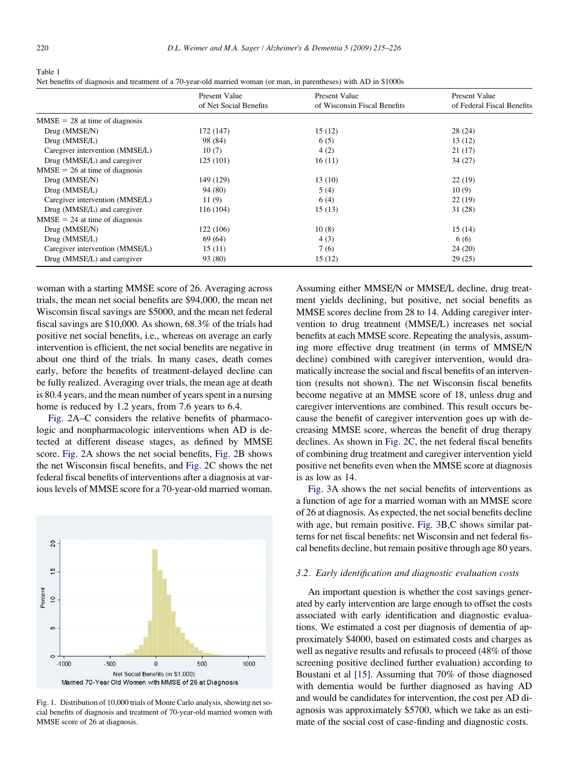Table 1
Net benefits of diagnosis and treatment of a 70-year-old married woman (or man, in parentheses) with AD in $1000s

| | Present Value of Net Social Benefits | Present Value of Wisconsin Fiscal Benefits | Present Value of Federal Fiscal Benefits |
|---|---|---|---|
| MMSE = 28 at time of diagnosis | | | |
| Drug (MMSE/N) | 172 (147) | 15 (12) | 28 (24) |
| Drug (MMSE/L) | 98 (84) | 6 (5) | 13 (12) |
| Caregiver intervention (MMSE/L) | 10 (7) | 4 (2) | 21 (17) |
| Drug (MMSE/L) and caregiver | 125 (101) | 16 (11) | 34 (27) |
| MMSE = 26 at time of diagnosis | | | |
| Drug (MMSE/N) | 149 (129) | 13 (10) | 22 (19) |
| Drug (MMSE/L) | 94 (80) | 5 (4) | 10 (9) |
| Caregiver intervention (MMSE/L) | 11 (9) | 6 (4) | 22 (19) |
| Drug (MMSE/L) and caregiver | 116 (104) | 15 (13) | 31 (28) |
| MMSE = 24 at time of diagnosis | | | |
| Drug (MMSE/N) | 122 (106) | 10 (8) | 15 (14) |
| Drug (MMSE/L) | 69 (64) | 4 (3) | 6 (6) |
| Caregiver intervention (MMSE/L) | 15 (11) | 7 (6) | 24 (20) |
| Drug (MMSE/L) and caregiver | 93 (80) | 15 (12) | 29 (25) |

woman with a starting MMSE score of 26. Averaging across trials, the mean net social benefits are $94,000, the mean net Wisconsin fiscal savings are $5000, and the mean net federal fiscal savings are $10,000. As shown, 68.3% of the trials had positive net social benefits, i.e., whereas on average an early intervention is efficient, the net social benefits are negative in about one third of the trials. In many cases, death comes early, before the benefits of treatment-delayed decline can be fully realized. Averaging over trials, the mean age at death is 80.4 years, and the mean number of years spent in a nursing home is reduced by 1.2 years, from 7.6 years to 6.4.

Fig. 2A–C considers the relative benefits of pharmacologic and nonpharmacologic interventions when AD is detected at different disease stages, as defined by MMSE score. Fig. 2A shows the net social benefits, Fig. 2B shows the net Wisconsin fiscal benefits, and Fig. 2C shows the net federal fiscal benefits of interventions after a diagnosis at various levels of MMSE score for a 70-year-old married woman.

Fig. 1. Distribution of 10,000 trials of Monte Carlo analysis, showing net social benefits of diagnosis and treatment of 70-year-old married women with MMSE score of 26 at diagnosis.

Assuming either MMSE/N or MMSE/L decline, drug treatment yields declining, but positive, net social benefits as MMSE scores decline from 28 to 14. Adding caregiver intervention to drug treatment (MMSE/L) increases net social benefits at each MMSE score. Repeating the analysis, assuming more effective drug treatment (in terms of MMSE/N decline) combined with caregiver intervention, would dramatically increase the social and fiscal benefits of an intervention (results not shown). The net Wisconsin fiscal benefits become negative at an MMSE score of 18, unless drug and caregiver interventions are combined. This result occurs because the benefit of caregiver intervention goes up with decreasing MMSE score, whereas the benefit of drug therapy declines. As shown in Fig. 2C, the net federal fiscal benefits of combining drug treatment and caregiver intervention yield positive net benefits even when the MMSE score at diagnosis is as low as 14.

Fig. 3A shows the net social benefits of interventions as a function of age for a married woman with an MMSE score of 26 at diagnosis. As expected, the net social benefits decline with age, but remain positive. Fig. 3B,C shows similar patterns for net fiscal benefits: net Wisconsin and net federal fiscal benefits decline, but remain positive through age 80 years.

### *3.2. Early identification and diagnostic evaluation costs*

An important question is whether the cost savings generated by early intervention are large enough to offset the costs associated with early identification and diagnostic evaluations. We estimated a cost per diagnosis of dementia of approximately $4000, based on estimated costs and charges as well as negative results and refusals to proceed (48% of those screening positive declined further evaluation) according to Boustani et al [15]. Assuming that 70% of those diagnosed with dementia would be further diagnosed as having AD and would be candidates for intervention, the cost per AD diagnosis was approximately $5700, which we take as an estimate of the social cost of case-finding and diagnostic costs.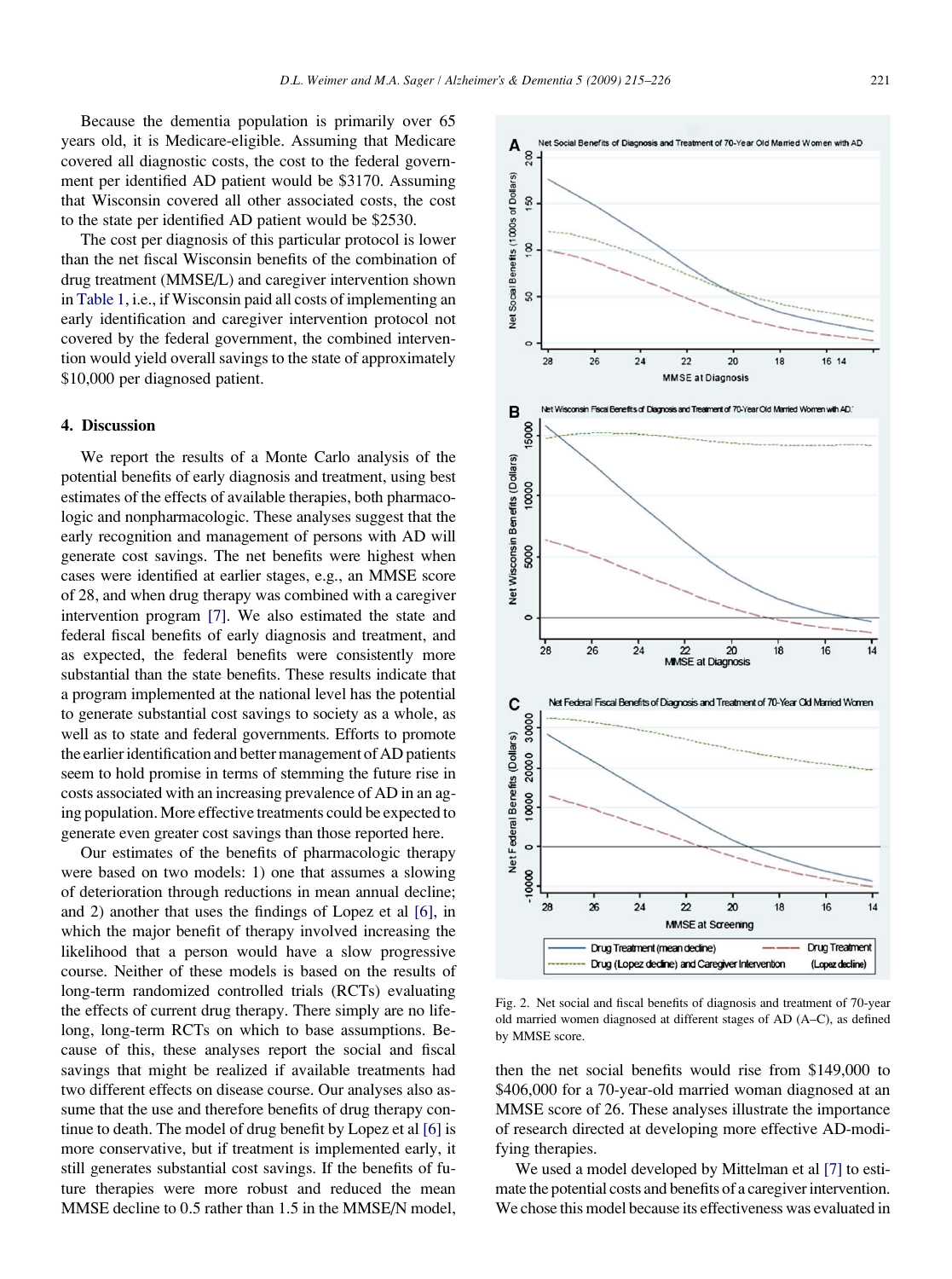Because the dementia population is primarily over 65 years old, it is Medicare-eligible. Assuming that Medicare covered all diagnostic costs, the cost to the federal government per identified AD patient would be $3170. Assuming that Wisconsin covered all other associated costs, the cost to the state per identified AD patient would be $2530.

The cost per diagnosis of this particular protocol is lower than the net fiscal Wisconsin benefits of the combination of drug treatment (MMSE/L) and caregiver intervention shown in Table 1, i.e., if Wisconsin paid all costs of implementing an early identification and caregiver intervention protocol not covered by the federal government, the combined intervention would yield overall savings to the state of approximately $10,000 per diagnosed patient.

## 4. Discussion

We report the results of a Monte Carlo analysis of the potential benefits of early diagnosis and treatment, using best estimates of the effects of available therapies, both pharmacologic and nonpharmacologic. These analyses suggest that the early recognition and management of persons with AD will generate cost savings. The net benefits were highest when cases were identified at earlier stages, e.g., an MMSE score of 28, and when drug therapy was combined with a caregiver intervention program [7]. We also estimated the state and federal fiscal benefits of early diagnosis and treatment, and as expected, the federal benefits were consistently more substantial than the state benefits. These results indicate that a program implemented at the national level has the potential to generate substantial cost savings to society as a whole, as well as to state and federal governments. Efforts to promote the earlier identification and better management of AD patients seem to hold promise in terms of stemming the future rise in costs associated with an increasing prevalence of AD in an aging population. More effective treatments could be expected to generate even greater cost savings than those reported here.

Our estimates of the benefits of pharmacologic therapy were based on two models: 1) one that assumes a slowing of deterioration through reductions in mean annual decline; and 2) another that uses the findings of Lopez et al [6], in which the major benefit of therapy involved increasing the likelihood that a person would have a slow progressive course. Neither of these models is based on the results of long-term randomized controlled trials (RCTs) evaluating the effects of current drug therapy. There simply are no lifelong, long-term RCTs on which to base assumptions. Because of this, these analyses report the social and fiscal savings that might be realized if available treatments had two different effects on disease course. Our analyses also assume that the use and therefore benefits of drug therapy continue to death. The model of drug benefit by Lopez et al [6] is more conservative, but if treatment is implemented early, it still generates substantial cost savings. If the benefits of future therapies were more robust and reduced the mean MMSE decline to 0.5 rather than 1.5 in the MMSE/N model, then the net social benefits would rise from $149,000 to $406,000 for a 70-year-old married woman diagnosed at an MMSE score of 26. These analyses illustrate the importance of research directed at developing more effective AD-modifying therapies.

Fig. 2. Net social and fiscal benefits of diagnosis and treatment of 70-year old married women diagnosed at different stages of AD (A–C), as defined by MMSE score.

We used a model developed by Mittelman et al [7] to estimate the potential costs and benefits of a caregiver intervention. We chose this model because its effectiveness was evaluated in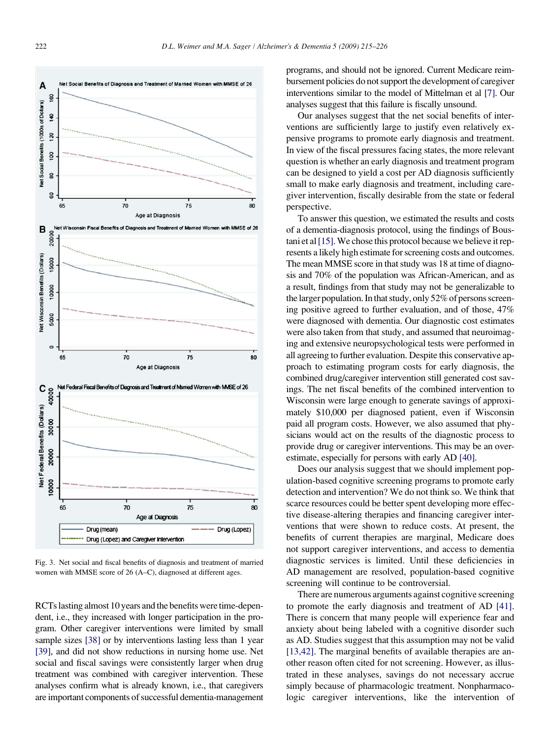Fig. 3. Net social and fiscal benefits of diagnosis and treatment of married women with MMSE score of 26 (A–C), diagnosed at different ages.

RCTs lasting almost 10 years and the benefits were time-dependent, i.e., they increased with longer participation in the program. Other caregiver interventions were limited by small sample sizes [38] or by interventions lasting less than 1 year [39], and did not show reductions in nursing home use. Net social and fiscal savings were consistently larger when drug treatment was combined with caregiver intervention. These analyses confirm what is already known, i.e., that caregivers are important components of successful dementia-management programs, and should not be ignored. Current Medicare reimbursement policies do not support the development of caregiver interventions similar to the model of Mittelman et al [7]. Our analyses suggest that this failure is fiscally unsound.

Our analyses suggest that the net social benefits of interventions are sufficiently large to justify even relatively expensive programs to promote early diagnosis and treatment. In view of the fiscal pressures facing states, the more relevant question is whether an early diagnosis and treatment program can be designed to yield a cost per AD diagnosis sufficiently small to make early diagnosis and treatment, including caregiver intervention, fiscally desirable from the state or federal perspective.

To answer this question, we estimated the results and costs of a dementia-diagnosis protocol, using the findings of Boustani et al [15]. We chose this protocol because we believe it represents a likely high estimate for screening costs and outcomes. The mean MMSE score in that study was 18 at time of diagnosis and 70% of the population was African-American, and as a result, findings from that study may not be generalizable to the larger population. In that study, only 52% of persons screening positive agreed to further evaluation, and of those, 47% were diagnosed with dementia. Our diagnostic cost estimates were also taken from that study, and assumed that neuroimaging and extensive neuropsychological tests were performed in all agreeing to further evaluation. Despite this conservative approach to estimating program costs for early diagnosis, the combined drug/caregiver intervention still generated cost savings. The net fiscal benefits of the combined intervention to Wisconsin were large enough to generate savings of approximately \$10,000 per diagnosed patient, even if Wisconsin paid all program costs. However, we also assumed that physicians would act on the results of the diagnostic process to provide drug or caregiver interventions. This may be an overestimate, especially for persons with early AD [40].

Does our analysis suggest that we should implement population-based cognitive screening programs to promote early detection and intervention? We do not think so. We think that scarce resources could be better spent developing more effective disease-altering therapies and financing caregiver interventions that were shown to reduce costs. At present, the benefits of current therapies are marginal, Medicare does not support caregiver interventions, and access to dementia diagnostic services is limited. Until these deficiencies in AD management are resolved, population-based cognitive screening will continue to be controversial.

There are numerous arguments against cognitive screening to promote the early diagnosis and treatment of AD [41]. There is concern that many people will experience fear and anxiety about being labeled with a cognitive disorder such as AD. Studies suggest that this assumption may not be valid [13,42]. The marginal benefits of available therapies are another reason often cited for not screening. However, as illustrated in these analyses, savings do not necessary accrue simply because of pharmacologic treatment. Nonpharmacologic caregiver interventions, like the intervention of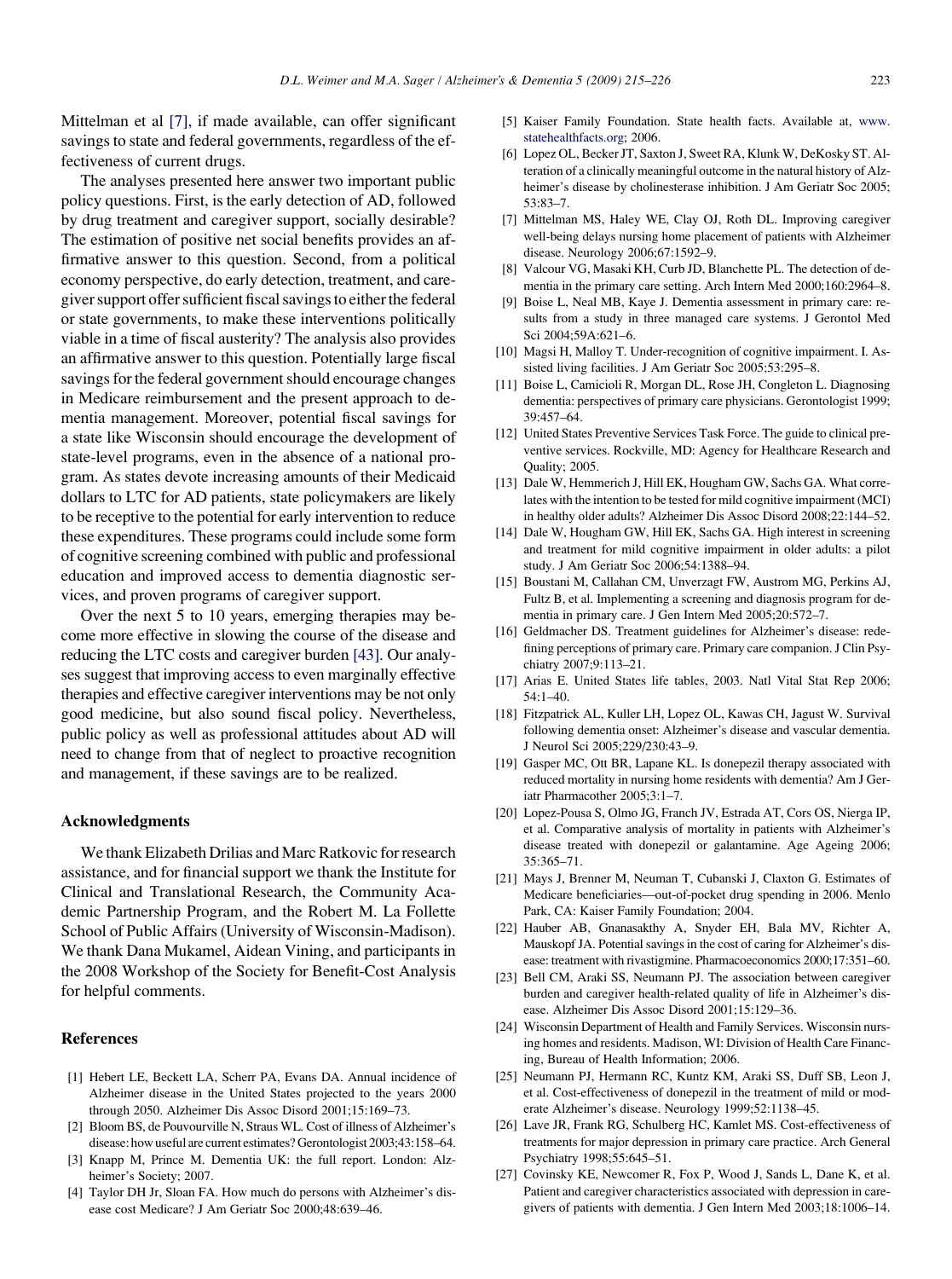Mittelman et al [7], if made available, can offer significant savings to state and federal governments, regardless of the effectiveness of current drugs.

The analyses presented here answer two important public policy questions. First, is the early detection of AD, followed by drug treatment and caregiver support, socially desirable? The estimation of positive net social benefits provides an affirmative answer to this question. Second, from a political economy perspective, do early detection, treatment, and caregiver support offer sufficient fiscal savings to either the federal or state governments, to make these interventions politically viable in a time of fiscal austerity? The analysis also provides an affirmative answer to this question. Potentially large fiscal savings for the federal government should encourage changes in Medicare reimbursement and the present approach to dementia management. Moreover, potential fiscal savings for a state like Wisconsin should encourage the development of state-level programs, even in the absence of a national program. As states devote increasing amounts of their Medicaid dollars to LTC for AD patients, state policymakers are likely to be receptive to the potential for early intervention to reduce these expenditures. These programs could include some form of cognitive screening combined with public and professional education and improved access to dementia diagnostic services, and proven programs of caregiver support.

Over the next 5 to 10 years, emerging therapies may become more effective in slowing the course of the disease and reducing the LTC costs and caregiver burden [43]. Our analyses suggest that improving access to even marginally effective therapies and effective caregiver interventions may be not only good medicine, but also sound fiscal policy. Nevertheless, public policy as well as professional attitudes about AD will need to change from that of neglect to proactive recognition and management, if these savings are to be realized.

## Acknowledgments

We thank Elizabeth Drilias and Marc Ratkovic for research assistance, and for financial support we thank the Institute for Clinical and Translational Research, the Community Academic Partnership Program, and the Robert M. La Follette School of Public Affairs (University of Wisconsin-Madison). We thank Dana Mukamel, Aidean Vining, and participants in the 2008 Workshop of the Society for Benefit-Cost Analysis for helpful comments.

## References

[1] Hebert LE, Beckett LA, Scherr PA, Evans DA. Annual incidence of Alzheimer disease in the United States projected to the years 2000 through 2050. Alzheimer Dis Assoc Disord 2001;15:169–73.

[2] Bloom BS, de Pouvourville N, Straus WL. Cost of illness of Alzheimer's disease: how useful are current estimates? Gerontologist 2003;43:158–64.

[3] Knapp M, Prince M. Dementia UK: the full report. London: Alzheimer's Society; 2007.

[4] Taylor DH Jr, Sloan FA. How much do persons with Alzheimer's disease cost Medicare? J Am Geriatr Soc 2000;48:639–46.

[5] Kaiser Family Foundation. State health facts. Available at, www.statehealthfacts.org; 2006.

[6] Lopez OL, Becker JT, Saxton J, Sweet RA, Klunk W, DeKosky ST. Alteration of a clinically meaningful outcome in the natural history of Alzheimer's disease by cholinesterase inhibition. J Am Geriatr Soc 2005; 53:83–7.

[7] Mittelman MS, Haley WE, Clay OJ, Roth DL. Improving caregiver well-being delays nursing home placement of patients with Alzheimer disease. Neurology 2006;67:1592–9.

[8] Valcour VG, Masaki KH, Curb JD, Blanchette PL. The detection of dementia in the primary care setting. Arch Intern Med 2000;160:2964–8.

[9] Boise L, Neal MB, Kaye J. Dementia assessment in primary care: results from a study in three managed care systems. J Gerontol Med Sci 2004;59A:621–6.

[10] Magsi H, Malloy T. Under-recognition of cognitive impairment. I. Assisted living facilities. J Am Geriatr Soc 2005;53:295–8.

[11] Boise L, Camicioli R, Morgan DL, Rose JH, Congleton L. Diagnosing dementia: perspectives of primary care physicians. Gerontologist 1999; 39:457–64.

[12] United States Preventive Services Task Force. The guide to clinical preventive services. Rockville, MD: Agency for Healthcare Research and Quality; 2005.

[13] Dale W, Hemmerich J, Hill EK, Hougham GW, Sachs GA. What correlates with the intention to be tested for mild cognitive impairment (MCI) in healthy older adults? Alzheimer Dis Assoc Disord 2008;22:144–52.

[14] Dale W, Hougham GW, Hill EK, Sachs GA. High interest in screening and treatment for mild cognitive impairment in older adults: a pilot study. J Am Geriatr Soc 2006;54:1388–94.

[15] Boustani M, Callahan CM, Unverzagt FW, Austrom MG, Perkins AJ, Fultz B, et al. Implementing a screening and diagnosis program for dementia in primary care. J Gen Intern Med 2005;20:572–7.

[16] Geldmacher DS. Treatment guidelines for Alzheimer's disease: redefining perspectives of primary care. Primary care companion. J Clin Psychiatry 2007;9:113–21.

[17] Arias E. United States life tables, 2003. Natl Vital Stat Rep 2006; 54:1–40.

[18] Fitzpatrick AL, Kuller LH, Lopez OL, Kawas CH, Jagust W. Survival following dementia onset: Alzheimer's disease and vascular dementia. J Neurol Sci 2005;229/230:43–9.

[19] Gasper MC, Ott BR, Lapane KL. Is donepezil therapy associated with reduced mortality in nursing home residents with dementia? Am J Geriatr Pharmacother 2005;3:1–7.

[20] Lopez-Pousa S, Olmo JG, Franch JV, Estrada AT, Cors OS, Nierga IP, et al. Comparative analysis of mortality in patients with Alzheimer's disease treated with donepezil or galantamine. Age Ageing 2006; 35:365–71.

[21] Mays J, Brenner M, Neuman T, Cubanski J, Claxton G. Estimates of Medicare beneficiaries—out-of-pocket drug spending in 2006. Menlo Park, CA: Kaiser Family Foundation; 2004.

[22] Hauber AB, Gnanasakthy A, Snyder EH, Bala MV, Richter A, Mauskopf JA. Potential savings in the cost of caring for Alzheimer's disease: treatment with rivastigmine. Pharmacoeconomics 2000;17:351–60.

[23] Bell CM, Araki SS, Neumann PJ. The association between caregiver burden and caregiver health-related quality of life in Alzheimer's disease. Alzheimer Dis Assoc Disord 2001;15:129–36.

[24] Wisconsin Department of Health and Family Services. Wisconsin nursing homes and residents. Madison, WI: Division of Health Care Financing, Bureau of Health Information; 2006.

[25] Neumann PJ, Hermann RC, Kuntz KM, Araki SS, Duff SB, Leon J, et al. Cost-effectiveness of donepezil in the treatment of mild or moderate Alzheimer's disease. Neurology 1999;52:1138–45.

[26] Lave JR, Frank RG, Schulberg HC, Kamlet MS. Cost-effectiveness of treatments for major depression in primary care practice. Arch General Psychiatry 1998;55:645–51.

[27] Covinsky KE, Newcomer R, Fox P, Wood J, Sands L, Dane K, et al. Patient and caregiver characteristics associated with depression in caregivers of patients with dementia. J Gen Intern Med 2003;18:1006–14.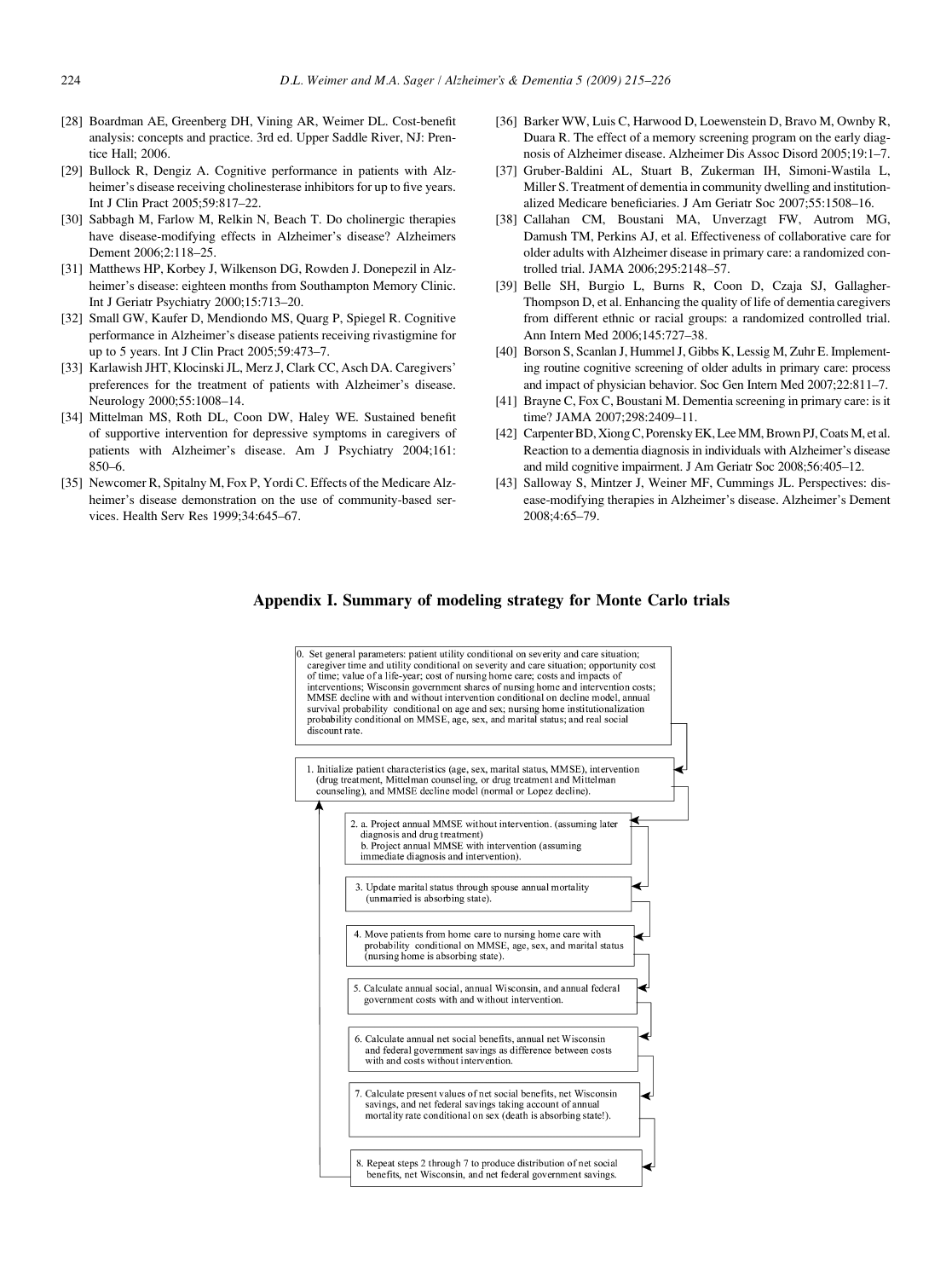[28] Boardman AE, Greenberg DH, Vining AR, Weimer DL. Cost-benefit analysis: concepts and practice. 3rd ed. Upper Saddle River, NJ: Prentice Hall; 2006.

[29] Bullock R, Dengiz A. Cognitive performance in patients with Alzheimer's disease receiving cholinesterase inhibitors for up to five years. Int J Clin Pract 2005;59:817–22.

[30] Sabbagh M, Farlow M, Relkin N, Beach T. Do cholinergic therapies have disease-modifying effects in Alzheimer's disease? Alzheimers Dement 2006;2:118–25.

[31] Matthews HP, Korbey J, Wilkenson DG, Rowden J. Donepezil in Alzheimer's disease: eighteen months from Southampton Memory Clinic. Int J Geriatr Psychiatry 2000;15:713–20.

[32] Small GW, Kaufer D, Mendiondo MS, Quarg P, Spiegel R. Cognitive performance in Alzheimer's disease patients receiving rivastigmine for up to 5 years. Int J Clin Pract 2005;59:473–7.

[33] Karlawish JHT, Klocinski JL, Merz J, Clark CC, Asch DA. Caregivers' preferences for the treatment of patients with Alzheimer's disease. Neurology 2000;55:1008–14.

[34] Mittelman MS, Roth DL, Coon DW, Haley WE. Sustained benefit of supportive intervention for depressive symptoms in caregivers of patients with Alzheimer's disease. Am J Psychiatry 2004;161: 850–6.

[35] Newcomer R, Spitalny M, Fox P, Yordi C. Effects of the Medicare Alzheimer's disease demonstration on the use of community-based services. Health Serv Res 1999;34:645–67.

[36] Barker WW, Luis C, Harwood D, Loewenstein D, Bravo M, Ownby R, Duara R. The effect of a memory screening program on the early diagnosis of Alzheimer disease. Alzheimer Dis Assoc Disord 2005;19:1–7.

[37] Gruber-Baldini AL, Stuart B, Zukerman IH, Simoni-Wastila L, Miller S. Treatment of dementia in community dwelling and institutionalized Medicare beneficiaries. J Am Geriatr Soc 2007;55:1508–16.

[38] Callahan CM, Boustani MA, Unverzagt FW, Autrom MG, Damush TM, Perkins AJ, et al. Effectiveness of collaborative care for older adults with Alzheimer disease in primary care: a randomized controlled trial. JAMA 2006;295:2148–57.

[39] Belle SH, Burgio L, Burns R, Coon D, Czaja SJ, Gallagher-Thompson D, et al. Enhancing the quality of life of dementia caregivers from different ethnic or racial groups: a randomized controlled trial. Ann Intern Med 2006;145:727–38.

[40] Borson S, Scanlan J, Hummel J, Gibbs K, Lessig M, Zuhr E. Implementing routine cognitive screening of older adults in primary care: process and impact of physician behavior. Soc Gen Intern Med 2007;22:811–7.

[41] Brayne C, Fox C, Boustani M. Dementia screening in primary care: is it time? JAMA 2007;298:2409–11.

[42] Carpenter BD, Xiong C, Porensky EK, Lee MM, Brown PJ, Coats M, et al. Reaction to a dementia diagnosis in individuals with Alzheimer's disease and mild cognitive impairment. J Am Geriatr Soc 2008;56:405–12.

[43] Salloway S, Mintzer J, Weiner MF, Cummings JL. Perspectives: disease-modifying therapies in Alzheimer's disease. Alzheimer's Dement 2008;4:65–79.

## Appendix I. Summary of modeling strategy for Monte Carlo trials

0. Set general parameters: patient utility conditional on severity and care situation; caregiver time and utility conditional on severity and care situation; opportunity cost of time; value of a life-year; cost of nursing home care; costs and impacts of interventions; Wisconsin government shares of nursing home and intervention costs; MMSE decline with and without intervention conditional on decline model, annual survival probability conditional on age and sex; nursing home institutionalization probability conditional on MMSE, age, sex, and marital status; and real social discount rate.

1. Initialize patient characteristics (age, sex, marital status, MMSE), intervention (drug treatment, Mittelman counseling, or drug treatment and Mittelman counseling), and MMSE decline model (normal or Lopez decline).

2. a. Project annual MMSE without intervention. (assuming later diagnosis and drug treatment)
   b. Project annual MMSE with intervention (assuming immediate diagnosis and intervention).

3. Update marital status through spouse annual mortality (unmarried is absorbing state).

4. Move patients from home care to nursing home care with probability conditional on MMSE, age, sex, and marital status (nursing home is absorbing state).

5. Calculate annual social, annual Wisconsin, and annual federal government costs with and without intervention.

6. Calculate annual net social benefits, annual net Wisconsin and federal government savings as difference between costs with and costs without intervention.

7. Calculate present values of net social benefits, net Wisconsin savings, and net federal savings taking account of annual mortality rate conditional on sex (death is absorbing state!).

8. Repeat steps 2 through 7 to produce distribution of net social benefits, net Wisconsin, and net federal government savings.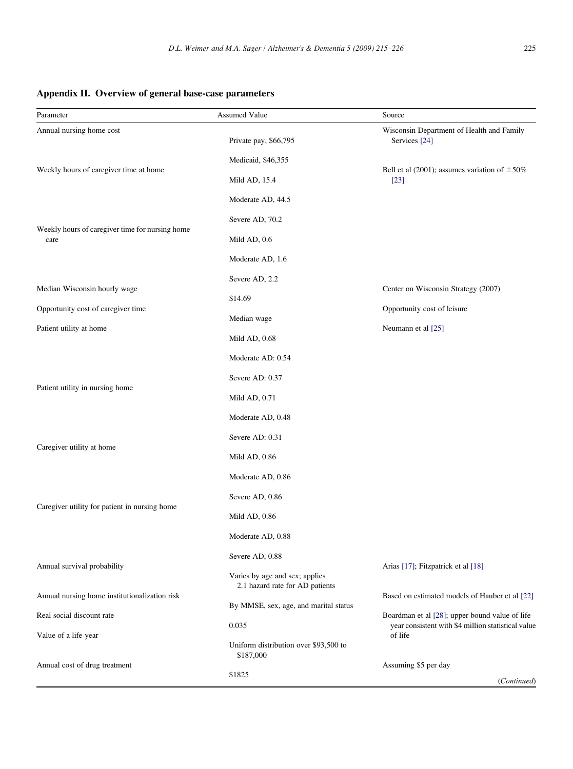## Appendix II. Overview of general base-case parameters

| Parameter | Assumed Value | Source |
|---|---|---|
| Annual nursing home cost | Private pay, $66,795 | Wisconsin Department of Health and Family Services [24] |
| | Medicaid, $46,355 | |
| Weekly hours of caregiver time at home | Mild AD, 15.4 | Bell et al (2001); assumes variation of ±50% [23] |
| | Moderate AD, 44.5 | |
| | Severe AD, 70.2 | |
| Weekly hours of caregiver time for nursing home care | Mild AD, 0.6 | |
| | Moderate AD, 1.6 | |
| | Severe AD, 2.2 | |
| Median Wisconsin hourly wage | $14.69 | Center on Wisconsin Strategy (2007) |
| Opportunity cost of caregiver time | Median wage | Opportunity cost of leisure |
| Patient utility at home | Mild AD, 0.68 | Neumann et al [25] |
| | Moderate AD: 0.54 | |
| | Severe AD: 0.37 | |
| Patient utility in nursing home | Mild AD, 0.71 | |
| | Moderate AD, 0.48 | |
| | Severe AD: 0.31 | |
| Caregiver utility at home | Mild AD, 0.86 | |
| | Moderate AD, 0.86 | |
| | Severe AD, 0.86 | |
| Caregiver utility for patient in nursing home | Mild AD, 0.86 | |
| | Moderate AD, 0.88 | |
| | Severe AD, 0.88 | |
| Annual survival probability | Varies by age and sex; applies 2.1 hazard rate for AD patients | Arias [17]; Fitzpatrick et al [18] |
| Annual nursing home institutionalization risk | By MMSE, sex, age, and marital status | Based on estimated models of Hauber et al [22] |
| Real social discount rate | 0.035 | Boardman et al [28]; upper bound value of life-year consistent with $4 million statistical value of life |
| Value of a life-year | Uniform distribution over $93,500 to $187,000 | |
| Annual cost of drug treatment | $1825 | Assuming $5 per day |

(*Continued*)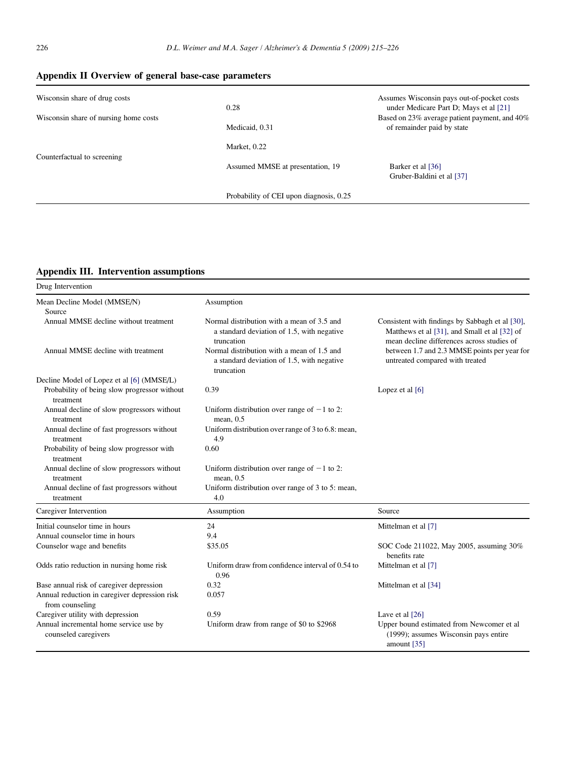## Appendix II Overview of general base-case parameters

| | | |
|---|---|---|
| Wisconsin share of drug costs | 0.28 | Assumes Wisconsin pays out-of-pocket costs under Medicare Part D; Mays et al [21] |
| Wisconsin share of nursing home costs | Medicaid, 0.31 | Based on 23% average patient payment, and 40% of remainder paid by state |
| | Market, 0.22 | |
| Counterfactual to screening | Assumed MMSE at presentation, 19 | Barker et al [36] Gruber-Baldini et al [37] |
| | Probability of CEI upon diagnosis, 0.25 | |

## Appendix III. Intervention assumptions

| Drug Intervention | | |
|---|---|---|
| Mean Decline Model (MMSE/N) Source | Assumption | |
| Annual MMSE decline without treatment | Normal distribution with a mean of 3.5 and a standard deviation of 1.5, with negative truncation | Consistent with findings by Sabbagh et al [30], Matthews et al [31], and Small et al [32] of mean decline differences across studies of between 1.7 and 2.3 MMSE points per year for untreated compared with treated |
| Annual MMSE decline with treatment | Normal distribution with a mean of 1.5 and a standard deviation of 1.5, with negative truncation | |
| Decline Model of Lopez et al [6] (MMSE/L) | | |
| Probability of being slow progressor without treatment | 0.39 | Lopez et al [6] |
| Annual decline of slow progressors without treatment | Uniform distribution over range of −1 to 2: mean, 0.5 | |
| Annual decline of fast progressors without treatment | Uniform distribution over range of 3 to 6.8: mean, 4.9 | |
| Probability of being slow progressor with treatment | 0.60 | |
| Annual decline of slow progressors without treatment | Uniform distribution over range of −1 to 2: mean, 0.5 | |
| Annual decline of fast progressors without treatment | Uniform distribution over range of 3 to 5: mean, 4.0 | |
| **Caregiver Intervention** | **Assumption** | **Source** |
| Initial counselor time in hours | 24 | Mittelman et al [7] |
| Annual counselor time in hours | 9.4 | |
| Counselor wage and benefits | \$35.05 | SOC Code 211022, May 2005, assuming 30% benefits rate |
| Odds ratio reduction in nursing home risk | Uniform draw from confidence interval of 0.54 to 0.96 | Mittelman et al [7] |
| Base annual risk of caregiver depression | 0.32 | Mittelman et al [34] |
| Annual reduction in caregiver depression risk from counseling | 0.057 | |
| Caregiver utility with depression | 0.59 | Lave et al [26] |
| Annual incremental home service use by counseled caregivers | Uniform draw from range of \$0 to \$2968 | Upper bound estimated from Newcomer et al (1999); assumes Wisconsin pays entire amount [35] |